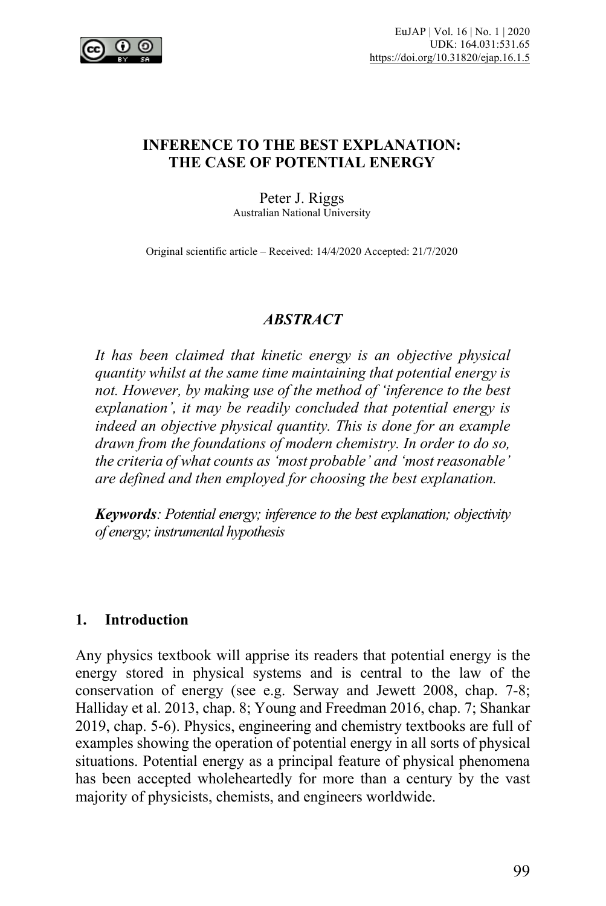# INFERENCE TO THE BEST EXPLANATION: THE CASE OF POTENTIAL ENERGY

Peter J. Riggs
Australian National University

Original scientific article – Received: 14/4/2020 Accepted: 21/7/2020

## *ABSTRACT*

*It has been claimed that kinetic energy is an objective physical quantity whilst at the same time maintaining that potential energy is not. However, by making use of the method of 'inference to the best explanation', it may be readily concluded that potential energy is indeed an objective physical quantity. This is done for an example drawn from the foundations of modern chemistry. In order to do so, the criteria of what counts as 'most probable' and 'most reasonable' are defined and then employed for choosing the best explanation.*

***Keywords****: Potential energy; inference to the best explanation; objectivity of energy; instrumental hypothesis*

## 1. Introduction

Any physics textbook will apprise its readers that potential energy is the energy stored in physical systems and is central to the law of the conservation of energy (see e.g. Serway and Jewett 2008, chap. 7-8; Halliday et al. 2013, chap. 8; Young and Freedman 2016, chap. 7; Shankar 2019, chap. 5-6). Physics, engineering and chemistry textbooks are full of examples showing the operation of potential energy in all sorts of physical situations. Potential energy as a principal feature of physical phenomena has been accepted wholeheartedly for more than a century by the vast majority of physicists, chemists, and engineers worldwide.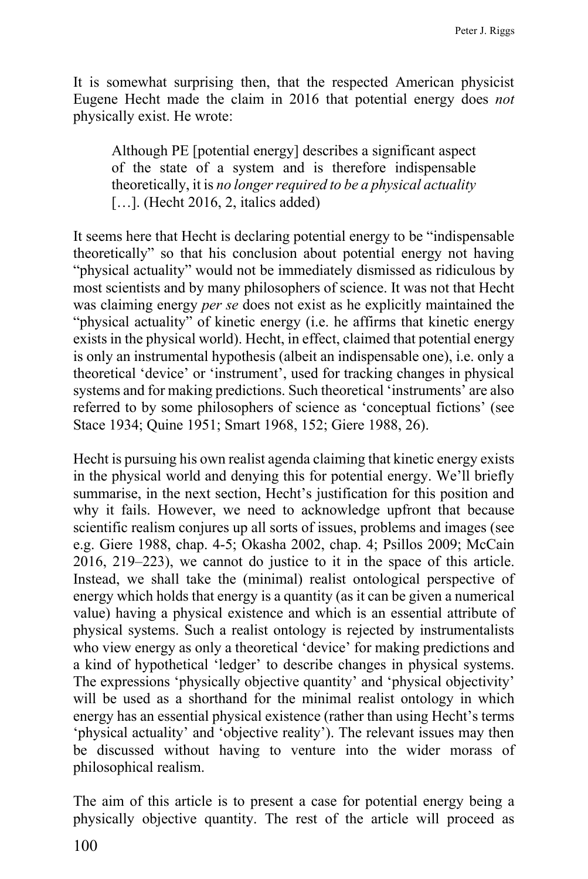It is somewhat surprising then, that the respected American physicist Eugene Hecht made the claim in 2016 that potential energy does *not* physically exist. He wrote:

> Although PE [potential energy] describes a significant aspect of the state of a system and is therefore indispensable theoretically, it is *no longer required to be a physical actuality* […]. (Hecht 2016, 2, italics added)

It seems here that Hecht is declaring potential energy to be "indispensable theoretically" so that his conclusion about potential energy not having "physical actuality" would not be immediately dismissed as ridiculous by most scientists and by many philosophers of science. It was not that Hecht was claiming energy *per se* does not exist as he explicitly maintained the "physical actuality" of kinetic energy (i.e. he affirms that kinetic energy exists in the physical world). Hecht, in effect, claimed that potential energy is only an instrumental hypothesis (albeit an indispensable one), i.e. only a theoretical 'device' or 'instrument', used for tracking changes in physical systems and for making predictions. Such theoretical 'instruments' are also referred to by some philosophers of science as 'conceptual fictions' (see Stace 1934; Quine 1951; Smart 1968, 152; Giere 1988, 26).

Hecht is pursuing his own realist agenda claiming that kinetic energy exists in the physical world and denying this for potential energy. We'll briefly summarise, in the next section, Hecht's justification for this position and why it fails. However, we need to acknowledge upfront that because scientific realism conjures up all sorts of issues, problems and images (see e.g. Giere 1988, chap. 4-5; Okasha 2002, chap. 4; Psillos 2009; McCain 2016, 219–223), we cannot do justice to it in the space of this article. Instead, we shall take the (minimal) realist ontological perspective of energy which holds that energy is a quantity (as it can be given a numerical value) having a physical existence and which is an essential attribute of physical systems. Such a realist ontology is rejected by instrumentalists who view energy as only a theoretical 'device' for making predictions and a kind of hypothetical 'ledger' to describe changes in physical systems. The expressions 'physically objective quantity' and 'physical objectivity' will be used as a shorthand for the minimal realist ontology in which energy has an essential physical existence (rather than using Hecht's terms 'physical actuality' and 'objective reality'). The relevant issues may then be discussed without having to venture into the wider morass of philosophical realism.

The aim of this article is to present a case for potential energy being a physically objective quantity. The rest of the article will proceed as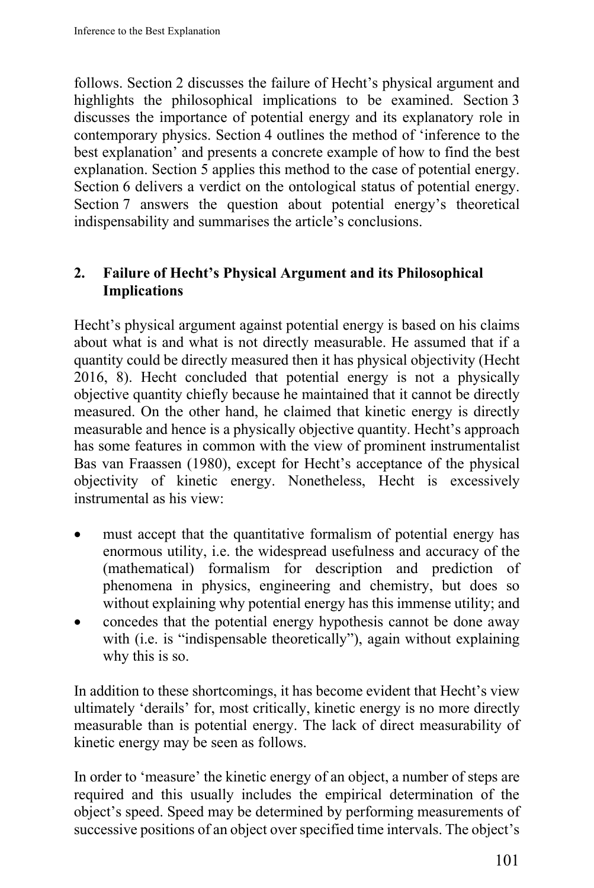follows. Section 2 discusses the failure of Hecht's physical argument and highlights the philosophical implications to be examined. Section 3 discusses the importance of potential energy and its explanatory role in contemporary physics. Section 4 outlines the method of 'inference to the best explanation' and presents a concrete example of how to find the best explanation. Section 5 applies this method to the case of potential energy. Section 6 delivers a verdict on the ontological status of potential energy. Section 7 answers the question about potential energy's theoretical indispensability and summarises the article's conclusions.

## 2. Failure of Hecht's Physical Argument and its Philosophical Implications

Hecht's physical argument against potential energy is based on his claims about what is and what is not directly measurable. He assumed that if a quantity could be directly measured then it has physical objectivity (Hecht 2016, 8). Hecht concluded that potential energy is not a physically objective quantity chiefly because he maintained that it cannot be directly measured. On the other hand, he claimed that kinetic energy is directly measurable and hence is a physically objective quantity. Hecht's approach has some features in common with the view of prominent instrumentalist Bas van Fraassen (1980), except for Hecht's acceptance of the physical objectivity of kinetic energy. Nonetheless, Hecht is excessively instrumental as his view:

- must accept that the quantitative formalism of potential energy has enormous utility, i.e. the widespread usefulness and accuracy of the (mathematical) formalism for description and prediction of phenomena in physics, engineering and chemistry, but does so without explaining why potential energy has this immense utility; and
- concedes that the potential energy hypothesis cannot be done away with (i.e. is "indispensable theoretically"), again without explaining why this is so.

In addition to these shortcomings, it has become evident that Hecht's view ultimately 'derails' for, most critically, kinetic energy is no more directly measurable than is potential energy. The lack of direct measurability of kinetic energy may be seen as follows.

In order to 'measure' the kinetic energy of an object, a number of steps are required and this usually includes the empirical determination of the object's speed. Speed may be determined by performing measurements of successive positions of an object over specified time intervals. The object's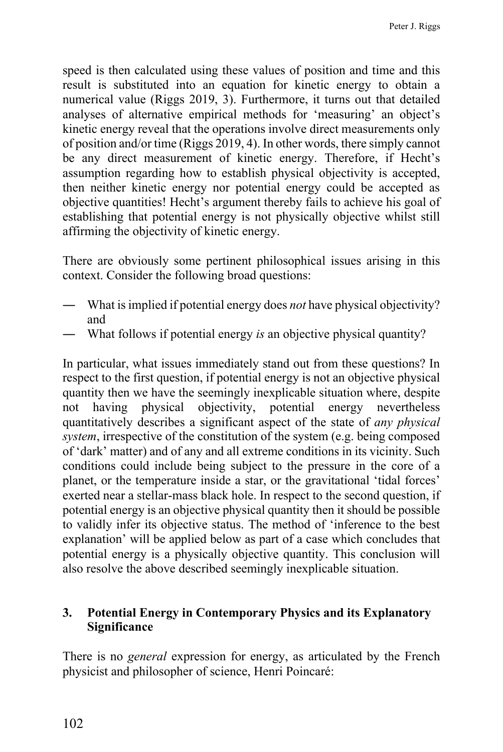speed is then calculated using these values of position and time and this result is substituted into an equation for kinetic energy to obtain a numerical value (Riggs 2019, 3). Furthermore, it turns out that detailed analyses of alternative empirical methods for 'measuring' an object's kinetic energy reveal that the operations involve direct measurements only of position and/or time (Riggs 2019, 4). In other words, there simply cannot be any direct measurement of kinetic energy. Therefore, if Hecht's assumption regarding how to establish physical objectivity is accepted, then neither kinetic energy nor potential energy could be accepted as objective quantities! Hecht's argument thereby fails to achieve his goal of establishing that potential energy is not physically objective whilst still affirming the objectivity of kinetic energy.

There are obviously some pertinent philosophical issues arising in this context. Consider the following broad questions:

— What is implied if potential energy does *not* have physical objectivity? and
— What follows if potential energy *is* an objective physical quantity?

In particular, what issues immediately stand out from these questions? In respect to the first question, if potential energy is not an objective physical quantity then we have the seemingly inexplicable situation where, despite not having physical objectivity, potential energy nevertheless quantitatively describes a significant aspect of the state of *any physical system*, irrespective of the constitution of the system (e.g. being composed of 'dark' matter) and of any and all extreme conditions in its vicinity. Such conditions could include being subject to the pressure in the core of a planet, or the temperature inside a star, or the gravitational 'tidal forces' exerted near a stellar-mass black hole. In respect to the second question, if potential energy is an objective physical quantity then it should be possible to validly infer its objective status. The method of 'inference to the best explanation' will be applied below as part of a case which concludes that potential energy is a physically objective quantity. This conclusion will also resolve the above described seemingly inexplicable situation.

## 3. Potential Energy in Contemporary Physics and its Explanatory Significance

There is no *general* expression for energy, as articulated by the French physicist and philosopher of science, Henri Poincaré: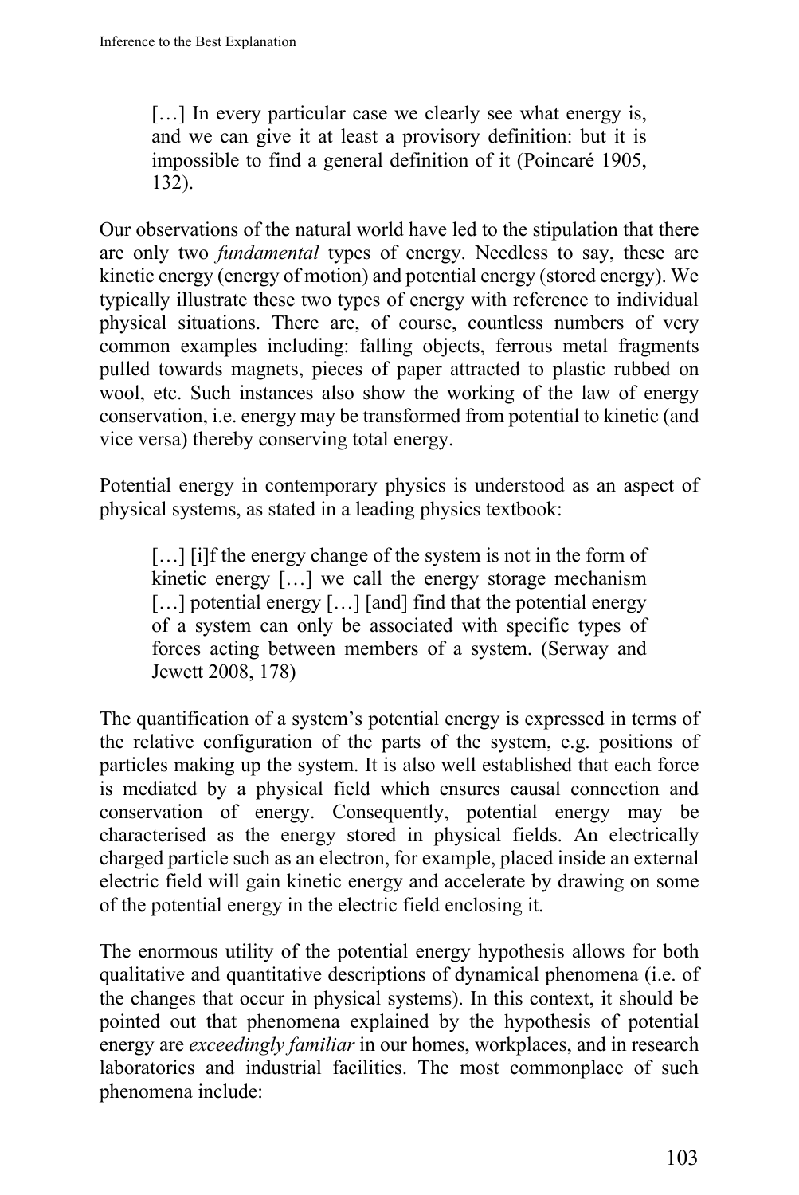> […] In every particular case we clearly see what energy is, and we can give it at least a provisory definition: but it is impossible to find a general definition of it (Poincaré 1905, 132).

Our observations of the natural world have led to the stipulation that there are only two *fundamental* types of energy. Needless to say, these are kinetic energy (energy of motion) and potential energy (stored energy). We typically illustrate these two types of energy with reference to individual physical situations. There are, of course, countless numbers of very common examples including: falling objects, ferrous metal fragments pulled towards magnets, pieces of paper attracted to plastic rubbed on wool, etc. Such instances also show the working of the law of energy conservation, i.e. energy may be transformed from potential to kinetic (and vice versa) thereby conserving total energy.

Potential energy in contemporary physics is understood as an aspect of physical systems, as stated in a leading physics textbook:

> […] [i]f the energy change of the system is not in the form of kinetic energy […] we call the energy storage mechanism […] potential energy […] [and] find that the potential energy of a system can only be associated with specific types of forces acting between members of a system. (Serway and Jewett 2008, 178)

The quantification of a system's potential energy is expressed in terms of the relative configuration of the parts of the system, e.g. positions of particles making up the system. It is also well established that each force is mediated by a physical field which ensures causal connection and conservation of energy. Consequently, potential energy may be characterised as the energy stored in physical fields. An electrically charged particle such as an electron, for example, placed inside an external electric field will gain kinetic energy and accelerate by drawing on some of the potential energy in the electric field enclosing it.

The enormous utility of the potential energy hypothesis allows for both qualitative and quantitative descriptions of dynamical phenomena (i.e. of the changes that occur in physical systems). In this context, it should be pointed out that phenomena explained by the hypothesis of potential energy are *exceedingly familiar* in our homes, workplaces, and in research laboratories and industrial facilities. The most commonplace of such phenomena include: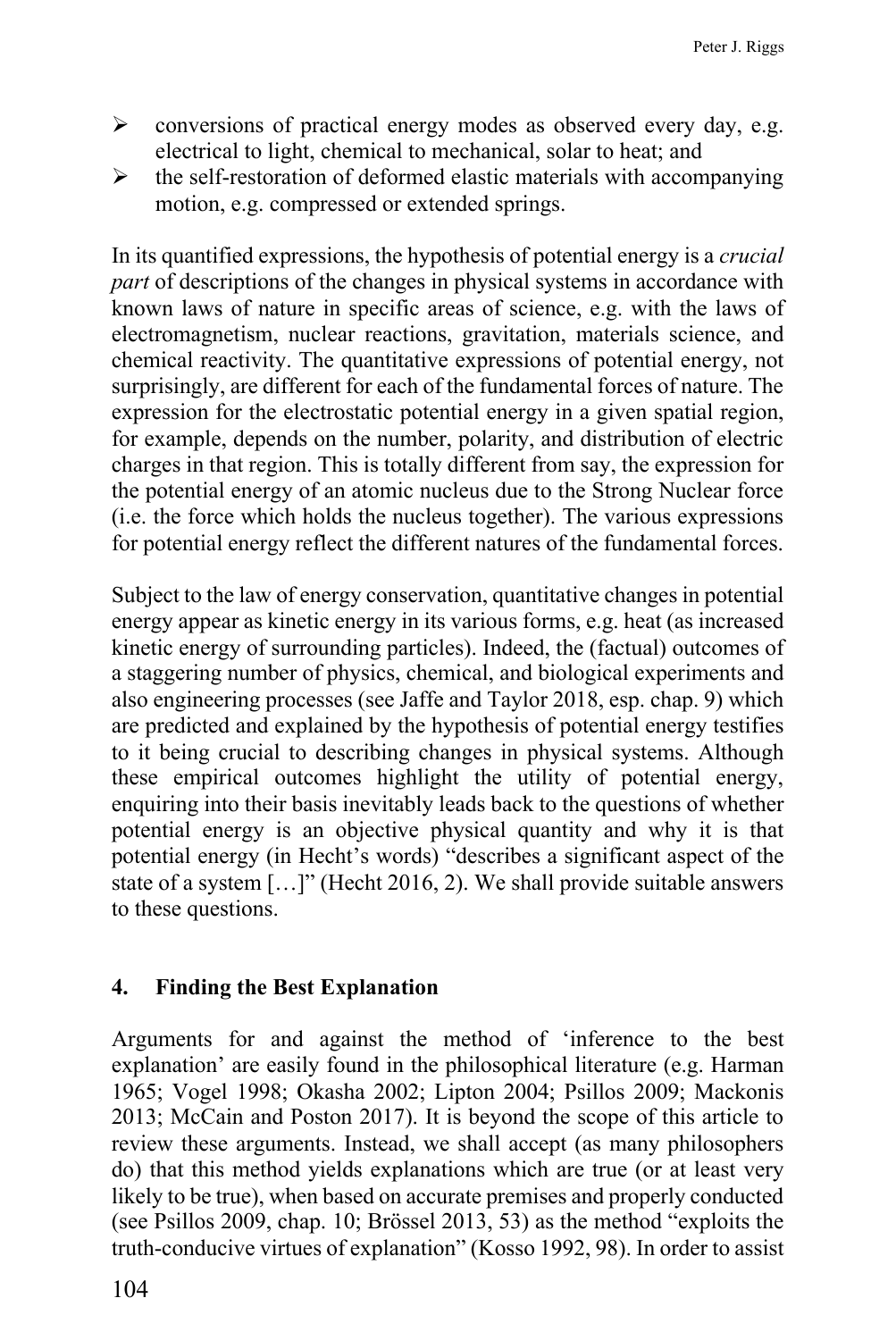- conversions of practical energy modes as observed every day, e.g. electrical to light, chemical to mechanical, solar to heat; and
- the self-restoration of deformed elastic materials with accompanying motion, e.g. compressed or extended springs.

In its quantified expressions, the hypothesis of potential energy is a *crucial part* of descriptions of the changes in physical systems in accordance with known laws of nature in specific areas of science, e.g. with the laws of electromagnetism, nuclear reactions, gravitation, materials science, and chemical reactivity. The quantitative expressions of potential energy, not surprisingly, are different for each of the fundamental forces of nature. The expression for the electrostatic potential energy in a given spatial region, for example, depends on the number, polarity, and distribution of electric charges in that region. This is totally different from say, the expression for the potential energy of an atomic nucleus due to the Strong Nuclear force (i.e. the force which holds the nucleus together). The various expressions for potential energy reflect the different natures of the fundamental forces.

Subject to the law of energy conservation, quantitative changes in potential energy appear as kinetic energy in its various forms, e.g. heat (as increased kinetic energy of surrounding particles). Indeed, the (factual) outcomes of a staggering number of physics, chemical, and biological experiments and also engineering processes (see Jaffe and Taylor 2018, esp. chap. 9) which are predicted and explained by the hypothesis of potential energy testifies to it being crucial to describing changes in physical systems. Although these empirical outcomes highlight the utility of potential energy, enquiring into their basis inevitably leads back to the questions of whether potential energy is an objective physical quantity and why it is that potential energy (in Hecht's words) "describes a significant aspect of the state of a system […]" (Hecht 2016, 2). We shall provide suitable answers to these questions.

## 4. Finding the Best Explanation

Arguments for and against the method of 'inference to the best explanation' are easily found in the philosophical literature (e.g. Harman 1965; Vogel 1998; Okasha 2002; Lipton 2004; Psillos 2009; Mackonis 2013; McCain and Poston 2017). It is beyond the scope of this article to review these arguments. Instead, we shall accept (as many philosophers do) that this method yields explanations which are true (or at least very likely to be true), when based on accurate premises and properly conducted (see Psillos 2009, chap. 10; Brössel 2013, 53) as the method "exploits the truth-conducive virtues of explanation" (Kosso 1992, 98). In order to assist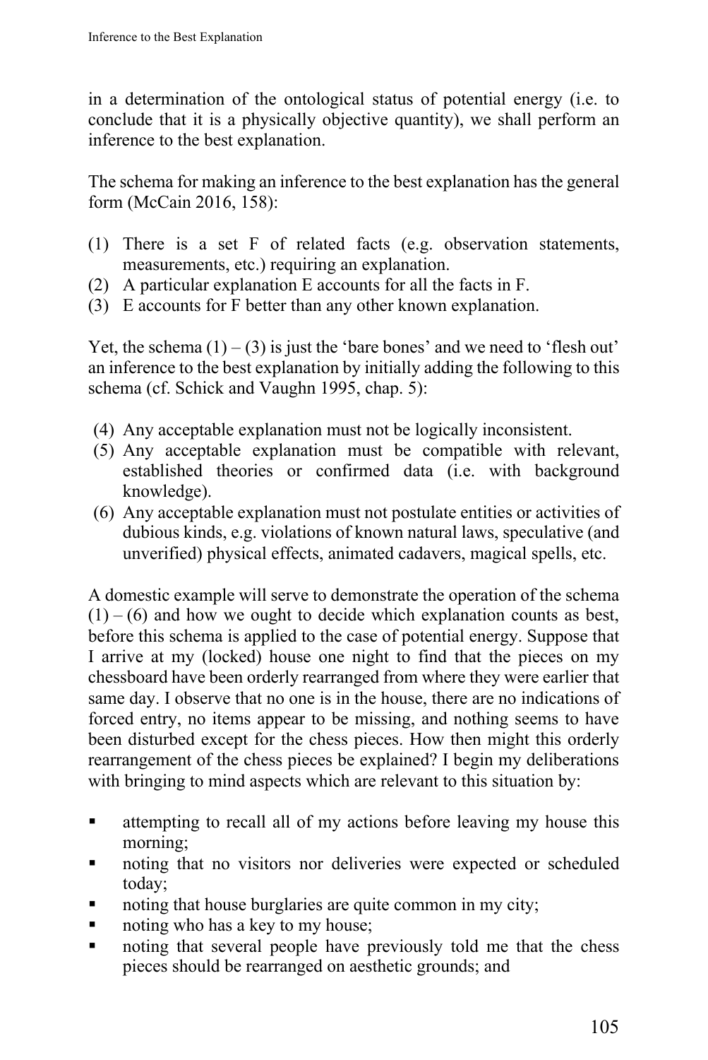in a determination of the ontological status of potential energy (i.e. to conclude that it is a physically objective quantity), we shall perform an inference to the best explanation.

The schema for making an inference to the best explanation has the general form (McCain 2016, 158):

(1) There is a set F of related facts (e.g. observation statements, measurements, etc.) requiring an explanation.
(2) A particular explanation E accounts for all the facts in F.
(3) E accounts for F better than any other known explanation.

Yet, the schema (1) – (3) is just the 'bare bones' and we need to 'flesh out' an inference to the best explanation by initially adding the following to this schema (cf. Schick and Vaughn 1995, chap. 5):

(4) Any acceptable explanation must not be logically inconsistent.
(5) Any acceptable explanation must be compatible with relevant, established theories or confirmed data (i.e. with background knowledge).
(6) Any acceptable explanation must not postulate entities or activities of dubious kinds, e.g. violations of known natural laws, speculative (and unverified) physical effects, animated cadavers, magical spells, etc.

A domestic example will serve to demonstrate the operation of the schema (1) – (6) and how we ought to decide which explanation counts as best, before this schema is applied to the case of potential energy. Suppose that I arrive at my (locked) house one night to find that the pieces on my chessboard have been orderly rearranged from where they were earlier that same day. I observe that no one is in the house, there are no indications of forced entry, no items appear to be missing, and nothing seems to have been disturbed except for the chess pieces. How then might this orderly rearrangement of the chess pieces be explained? I begin my deliberations with bringing to mind aspects which are relevant to this situation by:

- attempting to recall all of my actions before leaving my house this morning;
- noting that no visitors nor deliveries were expected or scheduled today;
- noting that house burglaries are quite common in my city;
- noting who has a key to my house;
- noting that several people have previously told me that the chess pieces should be rearranged on aesthetic grounds; and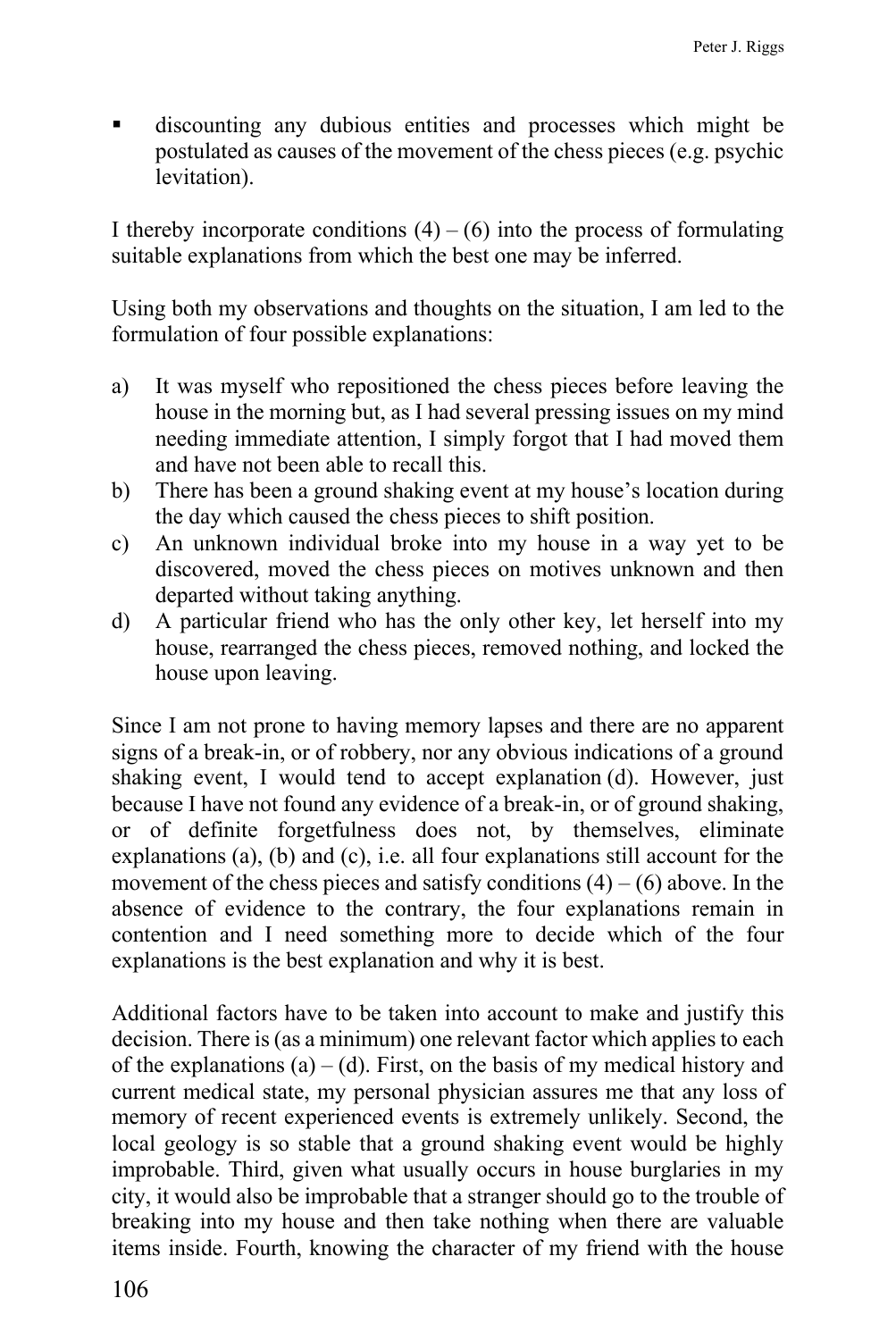- discounting any dubious entities and processes which might be postulated as causes of the movement of the chess pieces (e.g. psychic levitation).

I thereby incorporate conditions (4) – (6) into the process of formulating suitable explanations from which the best one may be inferred.

Using both my observations and thoughts on the situation, I am led to the formulation of four possible explanations:

a) It was myself who repositioned the chess pieces before leaving the house in the morning but, as I had several pressing issues on my mind needing immediate attention, I simply forgot that I had moved them and have not been able to recall this.
b) There has been a ground shaking event at my house's location during the day which caused the chess pieces to shift position.
c) An unknown individual broke into my house in a way yet to be discovered, moved the chess pieces on motives unknown and then departed without taking anything.
d) A particular friend who has the only other key, let herself into my house, rearranged the chess pieces, removed nothing, and locked the house upon leaving.

Since I am not prone to having memory lapses and there are no apparent signs of a break-in, or of robbery, nor any obvious indications of a ground shaking event, I would tend to accept explanation (d). However, just because I have not found any evidence of a break-in, or of ground shaking, or of definite forgetfulness does not, by themselves, eliminate explanations (a), (b) and (c), i.e. all four explanations still account for the movement of the chess pieces and satisfy conditions (4) – (6) above. In the absence of evidence to the contrary, the four explanations remain in contention and I need something more to decide which of the four explanations is the best explanation and why it is best.

Additional factors have to be taken into account to make and justify this decision. There is (as a minimum) one relevant factor which applies to each of the explanations (a) – (d). First, on the basis of my medical history and current medical state, my personal physician assures me that any loss of memory of recent experienced events is extremely unlikely. Second, the local geology is so stable that a ground shaking event would be highly improbable. Third, given what usually occurs in house burglaries in my city, it would also be improbable that a stranger should go to the trouble of breaking into my house and then take nothing when there are valuable items inside. Fourth, knowing the character of my friend with the house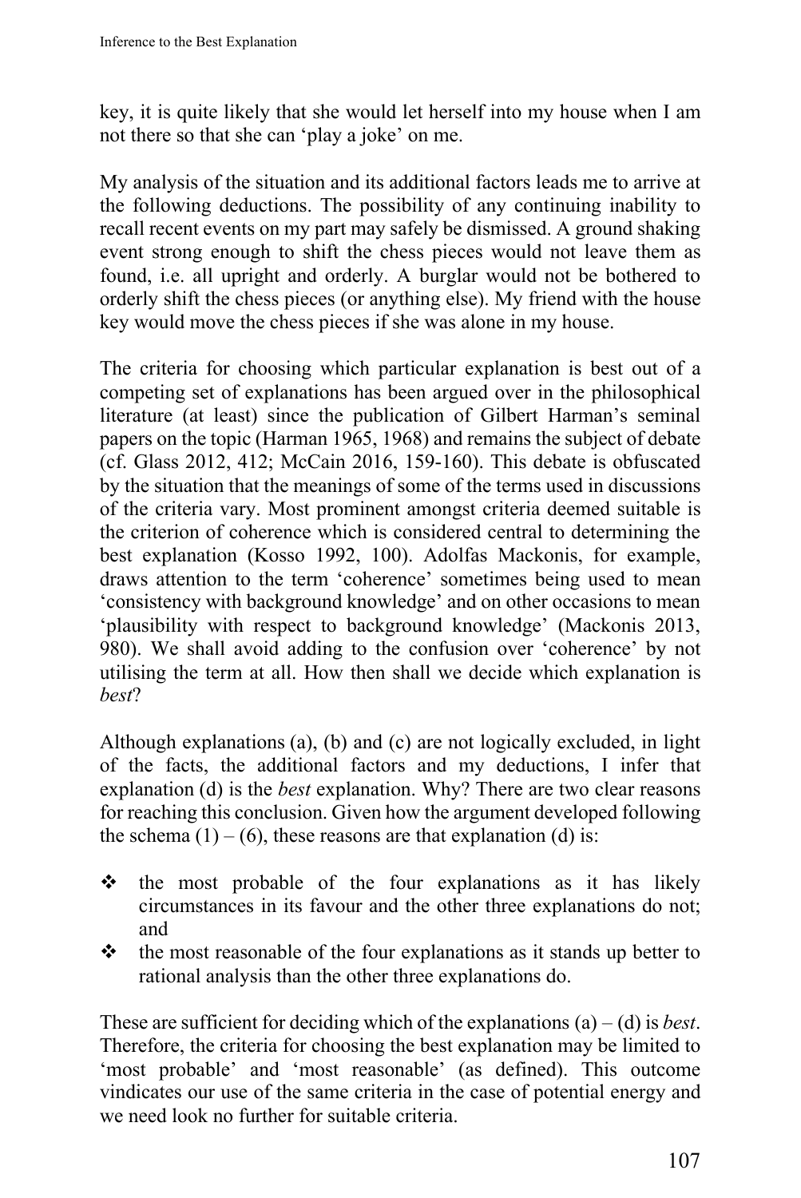key, it is quite likely that she would let herself into my house when I am not there so that she can 'play a joke' on me.

My analysis of the situation and its additional factors leads me to arrive at the following deductions. The possibility of any continuing inability to recall recent events on my part may safely be dismissed. A ground shaking event strong enough to shift the chess pieces would not leave them as found, i.e. all upright and orderly. A burglar would not be bothered to orderly shift the chess pieces (or anything else). My friend with the house key would move the chess pieces if she was alone in my house.

The criteria for choosing which particular explanation is best out of a competing set of explanations has been argued over in the philosophical literature (at least) since the publication of Gilbert Harman's seminal papers on the topic (Harman 1965, 1968) and remains the subject of debate (cf. Glass 2012, 412; McCain 2016, 159-160). This debate is obfuscated by the situation that the meanings of some of the terms used in discussions of the criteria vary. Most prominent amongst criteria deemed suitable is the criterion of coherence which is considered central to determining the best explanation (Kosso 1992, 100). Adolfas Mackonis, for example, draws attention to the term 'coherence' sometimes being used to mean 'consistency with background knowledge' and on other occasions to mean 'plausibility with respect to background knowledge' (Mackonis 2013, 980). We shall avoid adding to the confusion over 'coherence' by not utilising the term at all. How then shall we decide which explanation is *best*?

Although explanations (a), (b) and (c) are not logically excluded, in light of the facts, the additional factors and my deductions, I infer that explanation (d) is the *best* explanation. Why? There are two clear reasons for reaching this conclusion. Given how the argument developed following the schema (1) – (6), these reasons are that explanation (d) is:

- the most probable of the four explanations as it has likely circumstances in its favour and the other three explanations do not; and
- the most reasonable of the four explanations as it stands up better to rational analysis than the other three explanations do.

These are sufficient for deciding which of the explanations (a) – (d) is *best*. Therefore, the criteria for choosing the best explanation may be limited to 'most probable' and 'most reasonable' (as defined). This outcome vindicates our use of the same criteria in the case of potential energy and we need look no further for suitable criteria.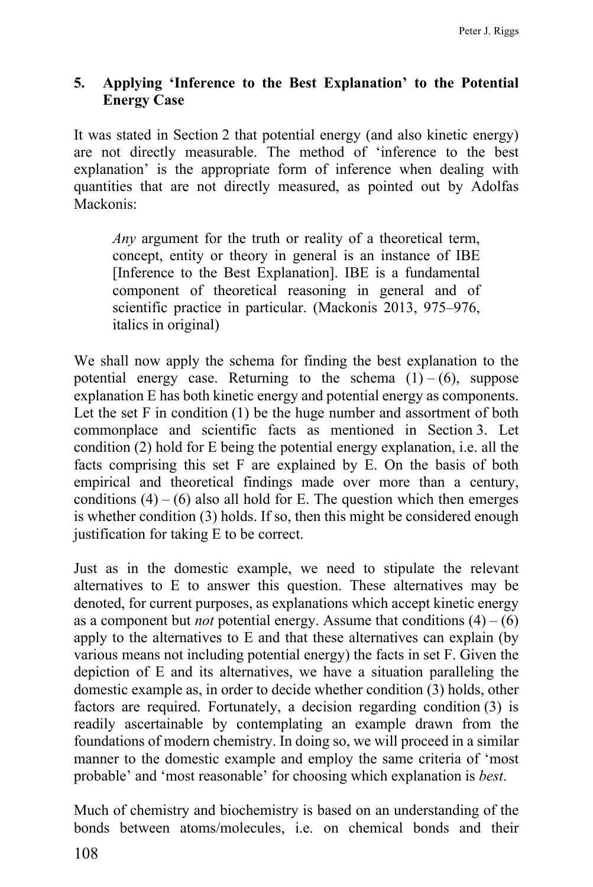## 5. Applying 'Inference to the Best Explanation' to the Potential Energy Case

It was stated in Section 2 that potential energy (and also kinetic energy) are not directly measurable. The method of 'inference to the best explanation' is the appropriate form of inference when dealing with quantities that are not directly measured, as pointed out by Adolfas Mackonis:

> *Any* argument for the truth or reality of a theoretical term, concept, entity or theory in general is an instance of IBE [Inference to the Best Explanation]. IBE is a fundamental component of theoretical reasoning in general and of scientific practice in particular. (Mackonis 2013, 975–976, italics in original)

We shall now apply the schema for finding the best explanation to the potential energy case. Returning to the schema (1) – (6), suppose explanation E has both kinetic energy and potential energy as components. Let the set F in condition (1) be the huge number and assortment of both commonplace and scientific facts as mentioned in Section 3. Let condition (2) hold for E being the potential energy explanation, i.e. all the facts comprising this set F are explained by E. On the basis of both empirical and theoretical findings made over more than a century, conditions (4) – (6) also all hold for E. The question which then emerges is whether condition (3) holds. If so, then this might be considered enough justification for taking E to be correct.

Just as in the domestic example, we need to stipulate the relevant alternatives to E to answer this question. These alternatives may be denoted, for current purposes, as explanations which accept kinetic energy as a component but *not* potential energy. Assume that conditions (4) – (6) apply to the alternatives to E and that these alternatives can explain (by various means not including potential energy) the facts in set F. Given the depiction of E and its alternatives, we have a situation paralleling the domestic example as, in order to decide whether condition (3) holds, other factors are required. Fortunately, a decision regarding condition (3) is readily ascertainable by contemplating an example drawn from the foundations of modern chemistry. In doing so, we will proceed in a similar manner to the domestic example and employ the same criteria of 'most probable' and 'most reasonable' for choosing which explanation is *best*.

Much of chemistry and biochemistry is based on an understanding of the bonds between atoms/molecules, i.e. on chemical bonds and their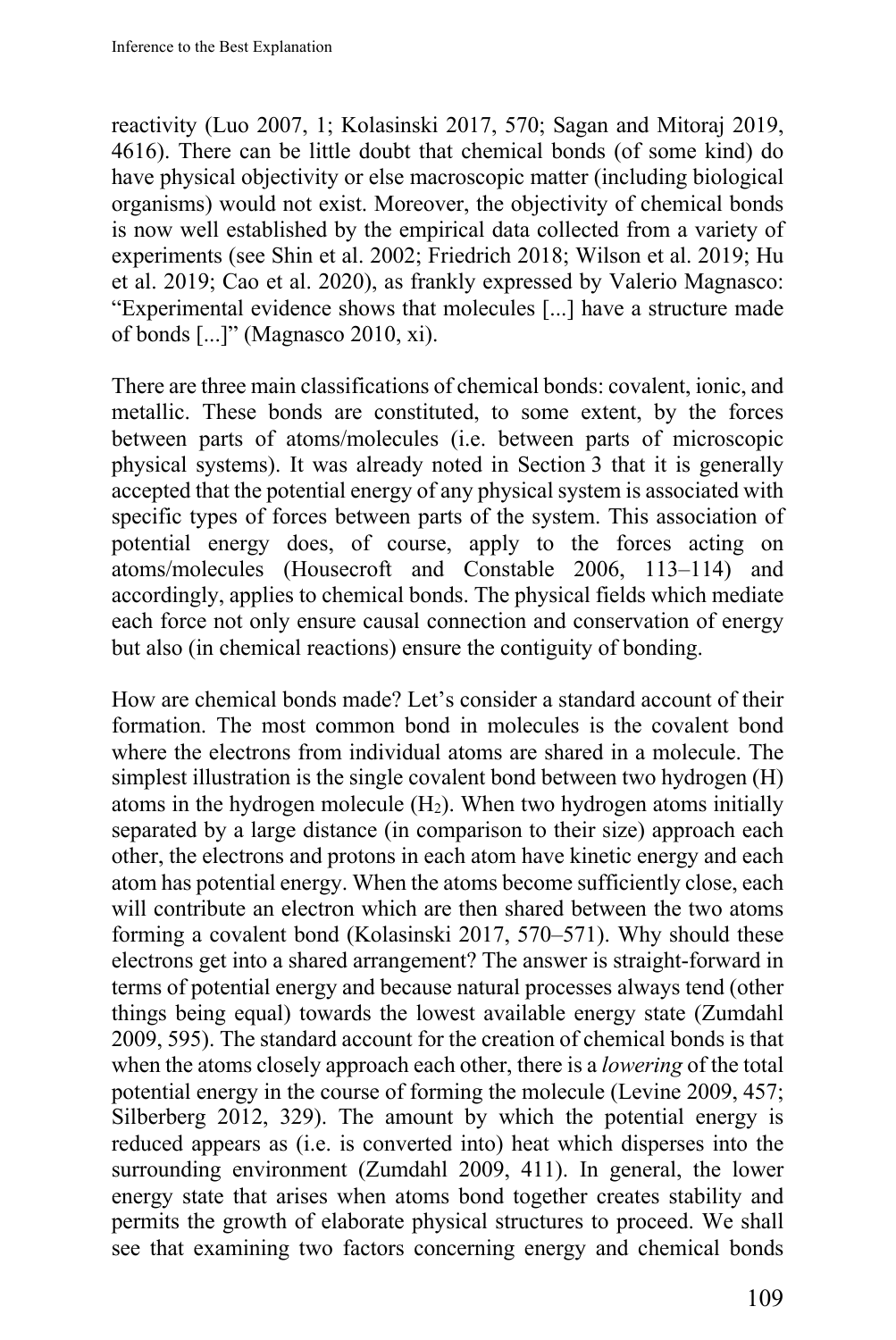reactivity (Luo 2007, 1; Kolasinski 2017, 570; Sagan and Mitoraj 2019, 4616). There can be little doubt that chemical bonds (of some kind) do have physical objectivity or else macroscopic matter (including biological organisms) would not exist. Moreover, the objectivity of chemical bonds is now well established by the empirical data collected from a variety of experiments (see Shin et al. 2002; Friedrich 2018; Wilson et al. 2019; Hu et al. 2019; Cao et al. 2020), as frankly expressed by Valerio Magnasco: "Experimental evidence shows that molecules [...] have a structure made of bonds [...]" (Magnasco 2010, xi).

There are three main classifications of chemical bonds: covalent, ionic, and metallic. These bonds are constituted, to some extent, by the forces between parts of atoms/molecules (i.e. between parts of microscopic physical systems). It was already noted in Section 3 that it is generally accepted that the potential energy of any physical system is associated with specific types of forces between parts of the system. This association of potential energy does, of course, apply to the forces acting on atoms/molecules (Housecroft and Constable 2006, 113–114) and accordingly, applies to chemical bonds. The physical fields which mediate each force not only ensure causal connection and conservation of energy but also (in chemical reactions) ensure the contiguity of bonding.

How are chemical bonds made? Let's consider a standard account of their formation. The most common bond in molecules is the covalent bond where the electrons from individual atoms are shared in a molecule. The simplest illustration is the single covalent bond between two hydrogen (H) atoms in the hydrogen molecule ($H_2$). When two hydrogen atoms initially separated by a large distance (in comparison to their size) approach each other, the electrons and protons in each atom have kinetic energy and each atom has potential energy. When the atoms become sufficiently close, each will contribute an electron which are then shared between the two atoms forming a covalent bond (Kolasinski 2017, 570–571). Why should these electrons get into a shared arrangement? The answer is straight-forward in terms of potential energy and because natural processes always tend (other things being equal) towards the lowest available energy state (Zumdahl 2009, 595). The standard account for the creation of chemical bonds is that when the atoms closely approach each other, there is a *lowering* of the total potential energy in the course of forming the molecule (Levine 2009, 457; Silberberg 2012, 329). The amount by which the potential energy is reduced appears as (i.e. is converted into) heat which disperses into the surrounding environment (Zumdahl 2009, 411). In general, the lower energy state that arises when atoms bond together creates stability and permits the growth of elaborate physical structures to proceed. We shall see that examining two factors concerning energy and chemical bonds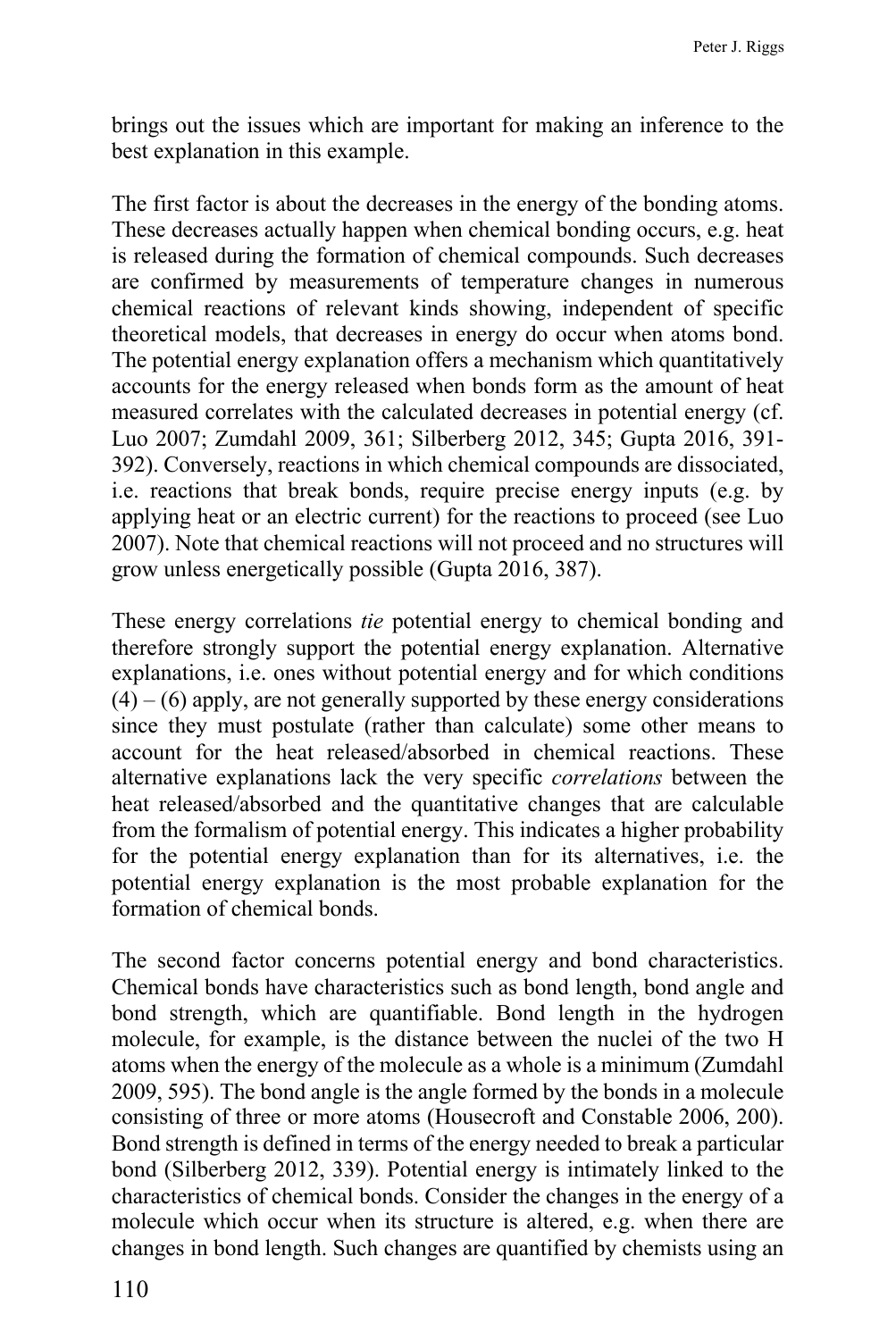brings out the issues which are important for making an inference to the best explanation in this example.

The first factor is about the decreases in the energy of the bonding atoms. These decreases actually happen when chemical bonding occurs, e.g. heat is released during the formation of chemical compounds. Such decreases are confirmed by measurements of temperature changes in numerous chemical reactions of relevant kinds showing, independent of specific theoretical models, that decreases in energy do occur when atoms bond. The potential energy explanation offers a mechanism which quantitatively accounts for the energy released when bonds form as the amount of heat measured correlates with the calculated decreases in potential energy (cf. Luo 2007; Zumdahl 2009, 361; Silberberg 2012, 345; Gupta 2016, 391-392). Conversely, reactions in which chemical compounds are dissociated, i.e. reactions that break bonds, require precise energy inputs (e.g. by applying heat or an electric current) for the reactions to proceed (see Luo 2007). Note that chemical reactions will not proceed and no structures will grow unless energetically possible (Gupta 2016, 387).

These energy correlations *tie* potential energy to chemical bonding and therefore strongly support the potential energy explanation. Alternative explanations, i.e. ones without potential energy and for which conditions (4) – (6) apply, are not generally supported by these energy considerations since they must postulate (rather than calculate) some other means to account for the heat released/absorbed in chemical reactions. These alternative explanations lack the very specific *correlations* between the heat released/absorbed and the quantitative changes that are calculable from the formalism of potential energy. This indicates a higher probability for the potential energy explanation than for its alternatives, i.e. the potential energy explanation is the most probable explanation for the formation of chemical bonds.

The second factor concerns potential energy and bond characteristics. Chemical bonds have characteristics such as bond length, bond angle and bond strength, which are quantifiable. Bond length in the hydrogen molecule, for example, is the distance between the nuclei of the two H atoms when the energy of the molecule as a whole is a minimum (Zumdahl 2009, 595). The bond angle is the angle formed by the bonds in a molecule consisting of three or more atoms (Housecroft and Constable 2006, 200). Bond strength is defined in terms of the energy needed to break a particular bond (Silberberg 2012, 339). Potential energy is intimately linked to the characteristics of chemical bonds. Consider the changes in the energy of a molecule which occur when its structure is altered, e.g. when there are changes in bond length. Such changes are quantified by chemists using an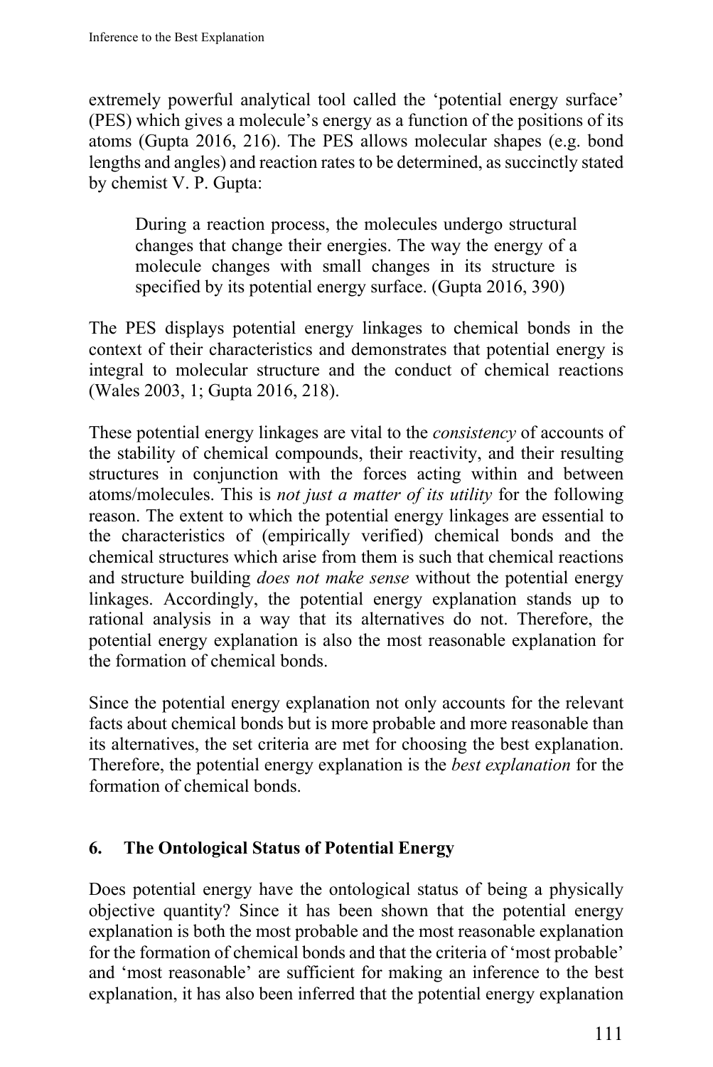extremely powerful analytical tool called the 'potential energy surface' (PES) which gives a molecule's energy as a function of the positions of its atoms (Gupta 2016, 216). The PES allows molecular shapes (e.g. bond lengths and angles) and reaction rates to be determined, as succinctly stated by chemist V. P. Gupta:

> During a reaction process, the molecules undergo structural changes that change their energies. The way the energy of a molecule changes with small changes in its structure is specified by its potential energy surface. (Gupta 2016, 390)

The PES displays potential energy linkages to chemical bonds in the context of their characteristics and demonstrates that potential energy is integral to molecular structure and the conduct of chemical reactions (Wales 2003, 1; Gupta 2016, 218).

These potential energy linkages are vital to the *consistency* of accounts of the stability of chemical compounds, their reactivity, and their resulting structures in conjunction with the forces acting within and between atoms/molecules. This is *not just a matter of its utility* for the following reason. The extent to which the potential energy linkages are essential to the characteristics of (empirically verified) chemical bonds and the chemical structures which arise from them is such that chemical reactions and structure building *does not make sense* without the potential energy linkages. Accordingly, the potential energy explanation stands up to rational analysis in a way that its alternatives do not. Therefore, the potential energy explanation is also the most reasonable explanation for the formation of chemical bonds.

Since the potential energy explanation not only accounts for the relevant facts about chemical bonds but is more probable and more reasonable than its alternatives, the set criteria are met for choosing the best explanation. Therefore, the potential energy explanation is the *best explanation* for the formation of chemical bonds.

## 6. The Ontological Status of Potential Energy

Does potential energy have the ontological status of being a physically objective quantity? Since it has been shown that the potential energy explanation is both the most probable and the most reasonable explanation for the formation of chemical bonds and that the criteria of 'most probable' and 'most reasonable' are sufficient for making an inference to the best explanation, it has also been inferred that the potential energy explanation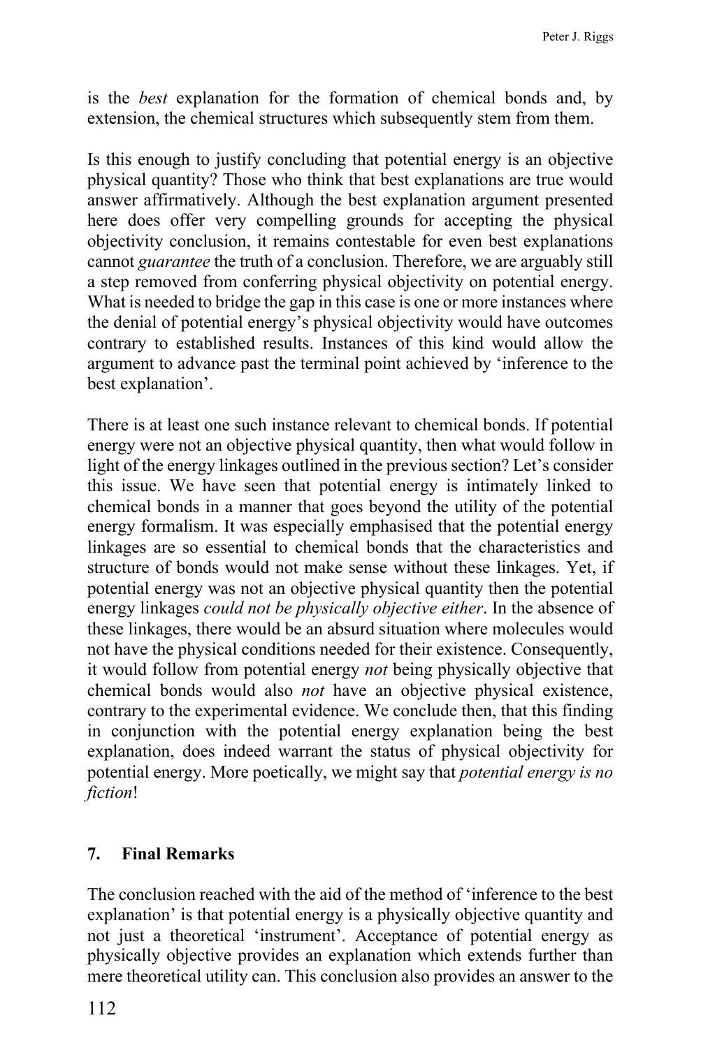is the *best* explanation for the formation of chemical bonds and, by extension, the chemical structures which subsequently stem from them.

Is this enough to justify concluding that potential energy is an objective physical quantity? Those who think that best explanations are true would answer affirmatively. Although the best explanation argument presented here does offer very compelling grounds for accepting the physical objectivity conclusion, it remains contestable for even best explanations cannot *guarantee* the truth of a conclusion. Therefore, we are arguably still a step removed from conferring physical objectivity on potential energy. What is needed to bridge the gap in this case is one or more instances where the denial of potential energy's physical objectivity would have outcomes contrary to established results. Instances of this kind would allow the argument to advance past the terminal point achieved by 'inference to the best explanation'.

There is at least one such instance relevant to chemical bonds. If potential energy were not an objective physical quantity, then what would follow in light of the energy linkages outlined in the previous section? Let's consider this issue. We have seen that potential energy is intimately linked to chemical bonds in a manner that goes beyond the utility of the potential energy formalism. It was especially emphasised that the potential energy linkages are so essential to chemical bonds that the characteristics and structure of bonds would not make sense without these linkages. Yet, if potential energy was not an objective physical quantity then the potential energy linkages *could not be physically objective either*. In the absence of these linkages, there would be an absurd situation where molecules would not have the physical conditions needed for their existence. Consequently, it would follow from potential energy *not* being physically objective that chemical bonds would also *not* have an objective physical existence, contrary to the experimental evidence. We conclude then, that this finding in conjunction with the potential energy explanation being the best explanation, does indeed warrant the status of physical objectivity for potential energy. More poetically, we might say that *potential energy is no fiction*!

## 7. Final Remarks

The conclusion reached with the aid of the method of 'inference to the best explanation' is that potential energy is a physically objective quantity and not just a theoretical 'instrument'. Acceptance of potential energy as physically objective provides an explanation which extends further than mere theoretical utility can. This conclusion also provides an answer to the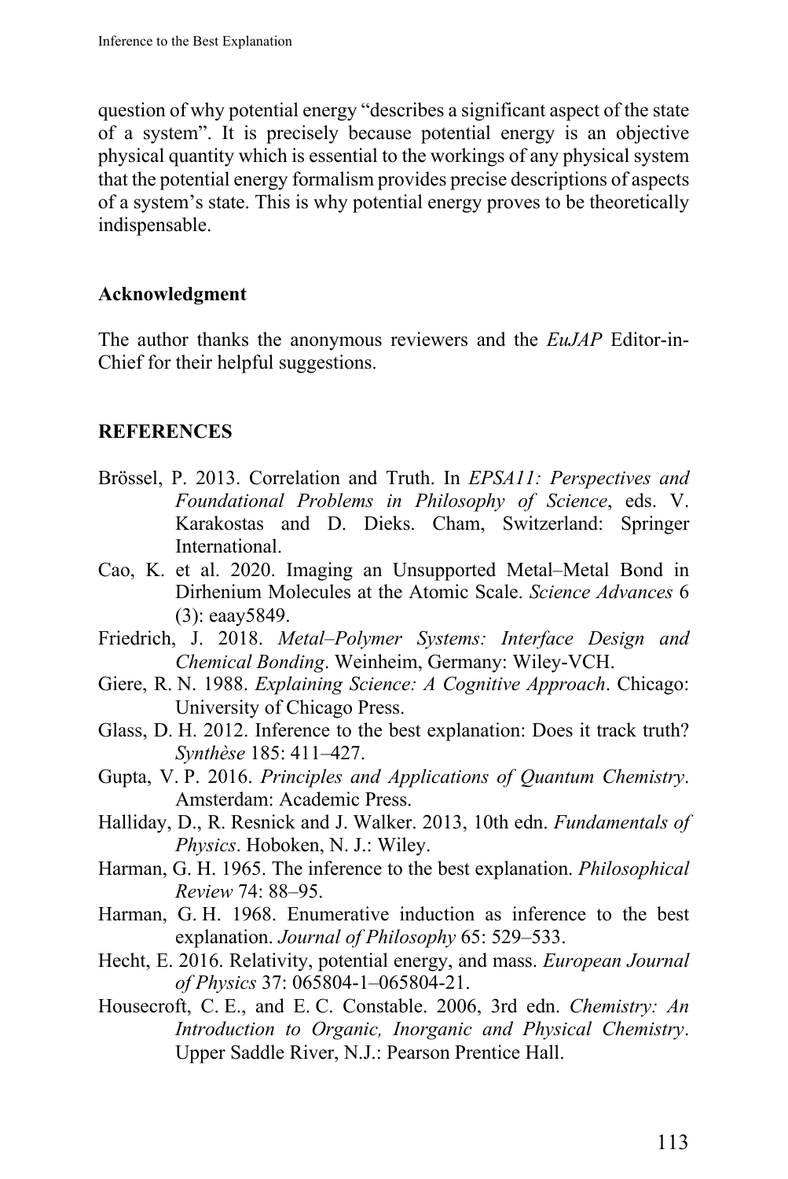question of why potential energy "describes a significant aspect of the state of a system". It is precisely because potential energy is an objective physical quantity which is essential to the workings of any physical system that the potential energy formalism provides precise descriptions of aspects of a system's state. This is why potential energy proves to be theoretically indispensable.

## Acknowledgment

The author thanks the anonymous reviewers and the *EuJAP* Editor-in-Chief for their helpful suggestions.

## REFERENCES

Brössel, P. 2013. Correlation and Truth. In *EPSA11: Perspectives and Foundational Problems in Philosophy of Science*, eds. V. Karakostas and D. Dieks. Cham, Switzerland: Springer International.

Cao, K. et al. 2020. Imaging an Unsupported Metal–Metal Bond in Dirhenium Molecules at the Atomic Scale. *Science Advances* 6 (3): eaay5849.

Friedrich, J. 2018. *Metal–Polymer Systems: Interface Design and Chemical Bonding*. Weinheim, Germany: Wiley-VCH.

Giere, R. N. 1988. *Explaining Science: A Cognitive Approach*. Chicago: University of Chicago Press.

Glass, D. H. 2012. Inference to the best explanation: Does it track truth? *Synthèse* 185: 411–427.

Gupta, V. P. 2016. *Principles and Applications of Quantum Chemistry*. Amsterdam: Academic Press.

Halliday, D., R. Resnick and J. Walker. 2013, 10th edn. *Fundamentals of Physics*. Hoboken, N. J.: Wiley.

Harman, G. H. 1965. The inference to the best explanation. *Philosophical Review* 74: 88–95.

Harman, G. H. 1968. Enumerative induction as inference to the best explanation. *Journal of Philosophy* 65: 529–533.

Hecht, E. 2016. Relativity, potential energy, and mass. *European Journal of Physics* 37: 065804-1–065804-21.

Housecroft, C. E., and E. C. Constable. 2006, 3rd edn. *Chemistry: An Introduction to Organic, Inorganic and Physical Chemistry*. Upper Saddle River, N.J.: Pearson Prentice Hall.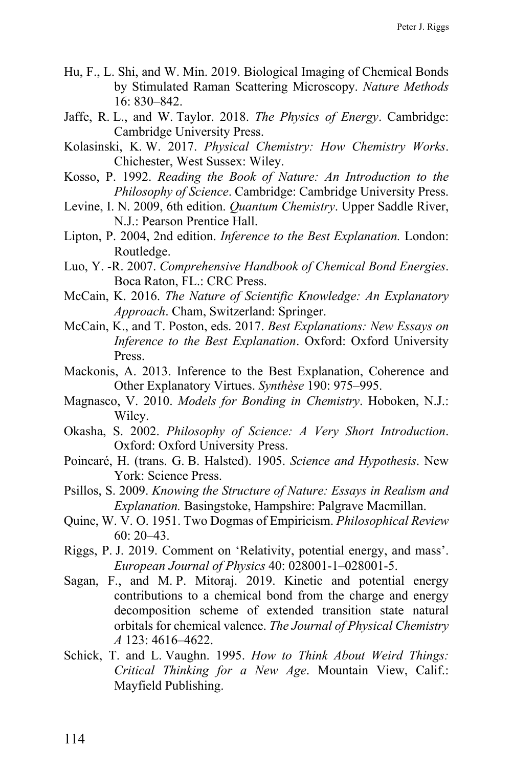Hu, F., L. Shi, and W. Min. 2019. Biological Imaging of Chemical Bonds by Stimulated Raman Scattering Microscopy. *Nature Methods* 16: 830–842.

Jaffe, R. L., and W. Taylor. 2018. *The Physics of Energy*. Cambridge: Cambridge University Press.

Kolasinski, K. W. 2017. *Physical Chemistry: How Chemistry Works*. Chichester, West Sussex: Wiley.

Kosso, P. 1992. *Reading the Book of Nature: An Introduction to the Philosophy of Science*. Cambridge: Cambridge University Press.

Levine, I. N. 2009, 6th edition. *Quantum Chemistry*. Upper Saddle River, N.J.: Pearson Prentice Hall.

Lipton, P. 2004, 2nd edition. *Inference to the Best Explanation.* London: Routledge.

Luo, Y. -R. 2007. *Comprehensive Handbook of Chemical Bond Energies*. Boca Raton, FL.: CRC Press.

McCain, K. 2016. *The Nature of Scientific Knowledge: An Explanatory Approach*. Cham, Switzerland: Springer.

McCain, K., and T. Poston, eds. 2017. *Best Explanations: New Essays on Inference to the Best Explanation*. Oxford: Oxford University Press.

Mackonis, A. 2013. Inference to the Best Explanation, Coherence and Other Explanatory Virtues. *Synthèse* 190: 975–995.

Magnasco, V. 2010. *Models for Bonding in Chemistry*. Hoboken, N.J.: Wiley.

Okasha, S. 2002. *Philosophy of Science: A Very Short Introduction*. Oxford: Oxford University Press.

Poincaré, H. (trans. G. B. Halsted). 1905. *Science and Hypothesis*. New York: Science Press.

Psillos, S. 2009. *Knowing the Structure of Nature: Essays in Realism and Explanation.* Basingstoke, Hampshire: Palgrave Macmillan.

Quine, W. V. O. 1951. Two Dogmas of Empiricism. *Philosophical Review* 60: 20–43.

Riggs, P. J. 2019. Comment on 'Relativity, potential energy, and mass'. *European Journal of Physics* 40: 028001-1–028001-5.

Sagan, F., and M. P. Mitoraj. 2019. Kinetic and potential energy contributions to a chemical bond from the charge and energy decomposition scheme of extended transition state natural orbitals for chemical valence. *The Journal of Physical Chemistry A* 123: 4616–4622.

Schick, T. and L. Vaughn. 1995. *How to Think About Weird Things: Critical Thinking for a New Age*. Mountain View, Calif.: Mayfield Publishing.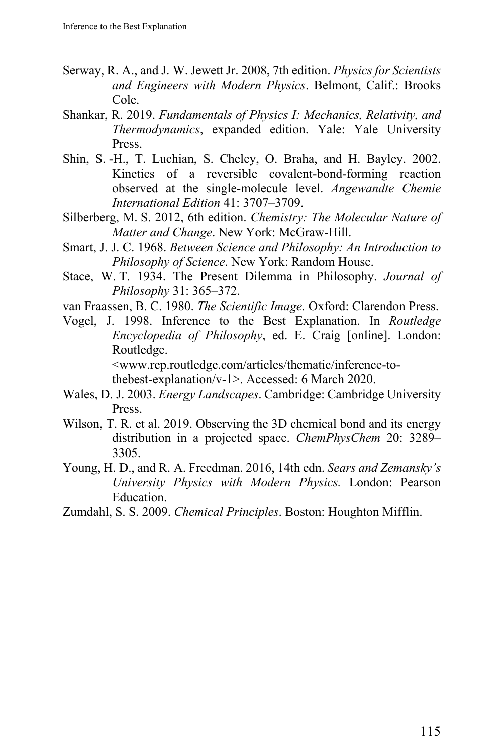Serway, R. A., and J. W. Jewett Jr. 2008, 7th edition. *Physics for Scientists and Engineers with Modern Physics*. Belmont, Calif.: Brooks Cole.

Shankar, R. 2019. *Fundamentals of Physics I: Mechanics, Relativity, and Thermodynamics*, expanded edition. Yale: Yale University Press.

Shin, S. -H., T. Luchian, S. Cheley, O. Braha, and H. Bayley. 2002. Kinetics of a reversible covalent-bond-forming reaction observed at the single-molecule level. *Angewandte Chemie International Edition* 41: 3707–3709.

Silberberg, M. S. 2012, 6th edition. *Chemistry: The Molecular Nature of Matter and Change*. New York: McGraw-Hill.

Smart, J. J. C. 1968. *Between Science and Philosophy: An Introduction to Philosophy of Science*. New York: Random House.

Stace, W. T. 1934. The Present Dilemma in Philosophy. *Journal of Philosophy* 31: 365–372.

van Fraassen, B. C. 1980. *The Scientific Image.* Oxford: Clarendon Press.

Vogel, J. 1998. Inference to the Best Explanation. In *Routledge Encyclopedia of Philosophy*, ed. E. Craig [online]. London: Routledge. <www.rep.routledge.com/articles/thematic/inference-to-thebest-explanation/v-1>. Accessed: 6 March 2020.

Wales, D. J. 2003. *Energy Landscapes*. Cambridge: Cambridge University Press.

Wilson, T. R. et al. 2019. Observing the 3D chemical bond and its energy distribution in a projected space. *ChemPhysChem* 20: 3289–3305.

Young, H. D., and R. A. Freedman. 2016, 14th edn. *Sears and Zemansky's University Physics with Modern Physics.* London: Pearson Education.

Zumdahl, S. S. 2009. *Chemical Principles*. Boston: Houghton Mifflin.